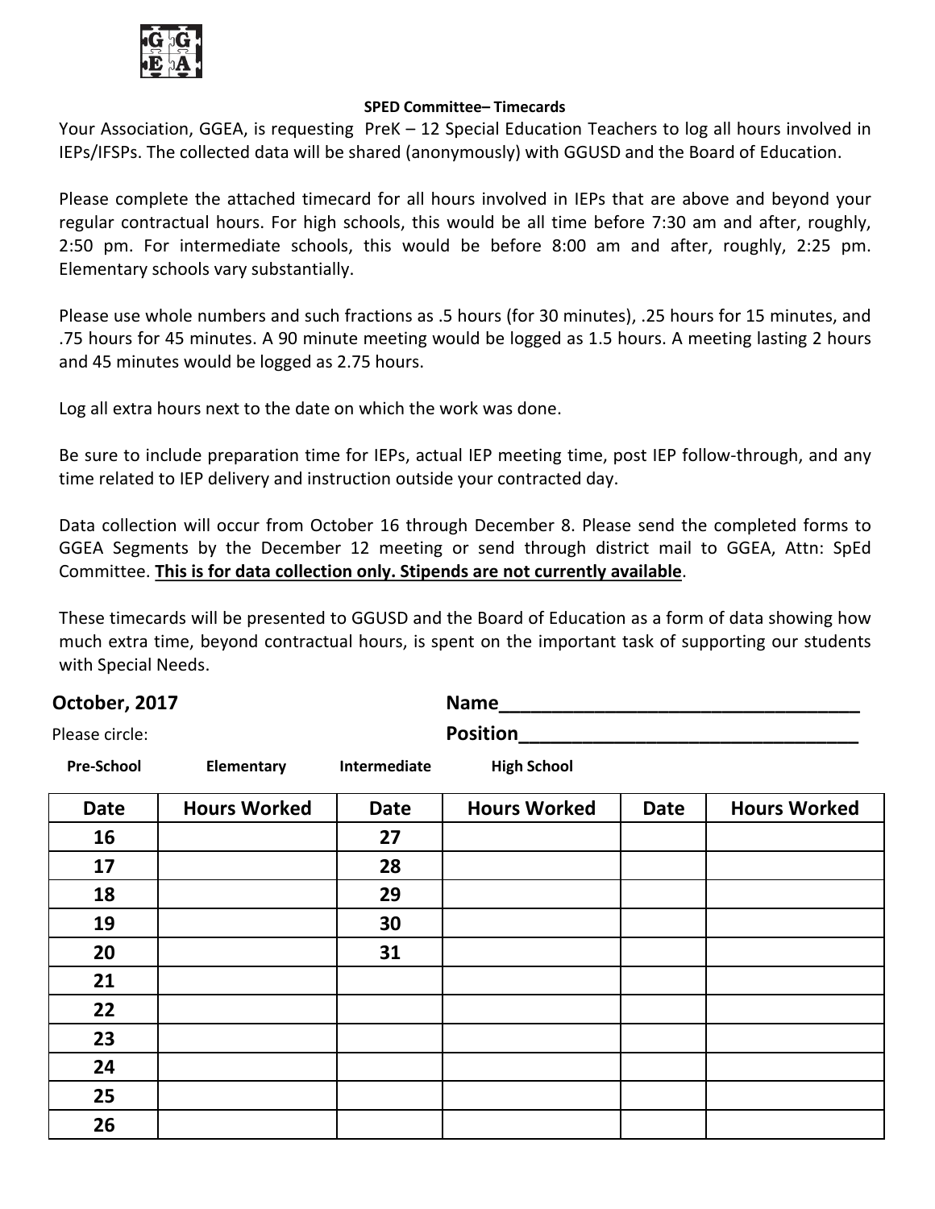GGEA

## SPED Committee– Timecards

Your Association, GGEA, is requesting PreK – 12 Special Education Teachers to log all hours involved in IEPs/IFSPs. The collected data will be shared (anonymously) with GGUSD and the Board of Education.

Please complete the attached timecard for all hours involved in IEPs that are above and beyond your regular contractual hours. For high schools, this would be all time before 7:30 am and after, roughly, 2:50 pm. For intermediate schools, this would be before 8:00 am and after, roughly, 2:25 pm. Elementary schools vary substantially.

Please use whole numbers and such fractions as .5 hours (for 30 minutes), .25 hours for 15 minutes, and .75 hours for 45 minutes. A 90 minute meeting would be logged as 1.5 hours. A meeting lasting 2 hours and 45 minutes would be logged as 2.75 hours.

Log all extra hours next to the date on which the work was done.

Be sure to include preparation time for IEPs, actual IEP meeting time, post IEP follow-through, and any time related to IEP delivery and instruction outside your contracted day.

Data collection will occur from October 16 through December 8. Please send the completed forms to GGEA Segments by the December 12 meeting or send through district mail to GGEA, Attn: SpEd Committee. **<u>This is for data collection only. Stipends are not currently available</u>**.

These timecards will be presented to GGUSD and the Board of Education as a form of data showing how much extra time, beyond contractual hours, is spent on the important task of supporting our students with Special Needs.

**October, 2017** **Name**___________________________________

Please circle: **Position**________________________________

**Pre-School** **Elementary** **Intermediate** **High School**

| Date | Hours Worked | Date | Hours Worked | Date | Hours Worked |
|---|---|---|---|---|---|
| 16 | | 27 | | | |
| 17 | | 28 | | | |
| 18 | | 29 | | | |
| 19 | | 30 | | | |
| 20 | | 31 | | | |
| 21 | | | | | |
| 22 | | | | | |
| 23 | | | | | |
| 24 | | | | | |
| 25 | | | | | |
| 26 | | | | | |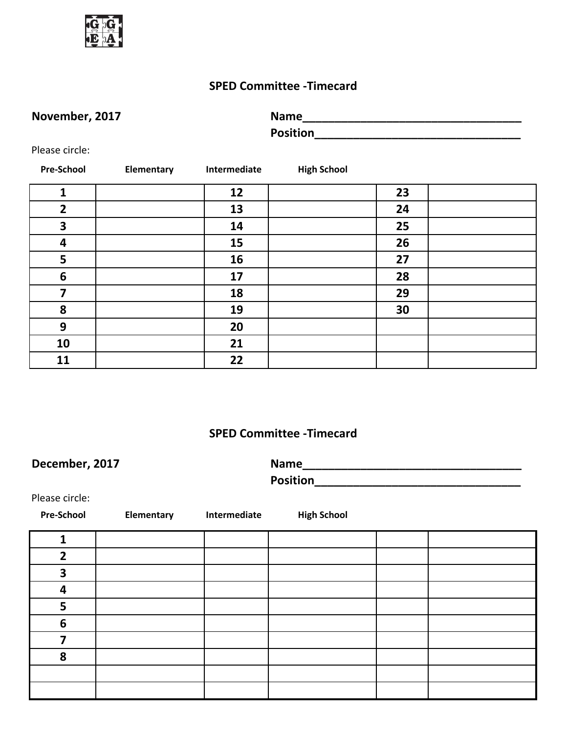## SPED Committee -Timecard

**November, 2017**

**Name**___________________________________
**Position**_________________________________

Please circle:

**Pre-School** **Elementary** **Intermediate** **High School**

| | | | | | |
|---|---|---|---|---|---|
| **1** | | **12** | | **23** | |
| **2** | | **13** | | **24** | |
| **3** | | **14** | | **25** | |
| **4** | | **15** | | **26** | |
| **5** | | **16** | | **27** | |
| **6** | | **17** | | **28** | |
| **7** | | **18** | | **29** | |
| **8** | | **19** | | **30** | |
| **9** | | **20** | | | |
| **10** | | **21** | | | |
| **11** | | **22** | | | |

## SPED Committee -Timecard

**December, 2017**

**Name**___________________________________
**Position**_________________________________

Please circle:

**Pre-School** **Elementary** **Intermediate** **High School**

| | | | | | |
|---|---|---|---|---|---|
| **1** | | | | | |
| **2** | | | | | |
| **3** | | | | | |
| **4** | | | | | |
| **5** | | | | | |
| **6** | | | | | |
| **7** | | | | | |
| **8** | | | | | |
| | | | | | |
| | | | | | |